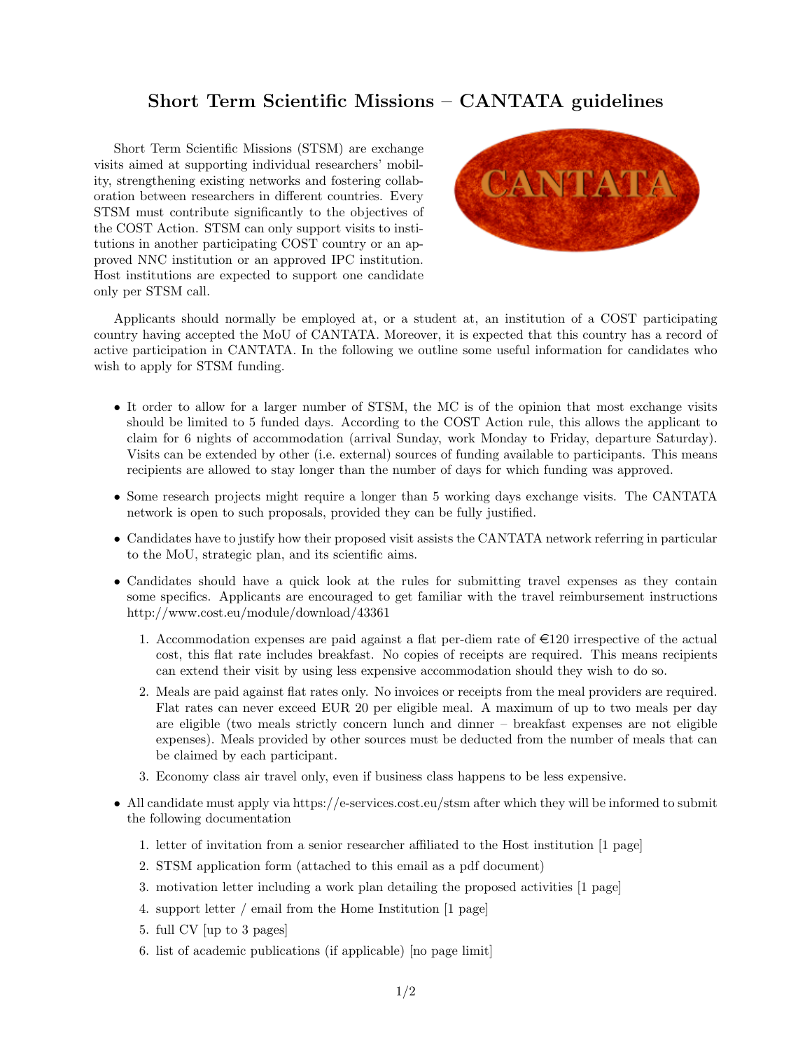# Short Term Scientific Missions – CANTATA guidelines

Short Term Scientific Missions (STSM) are exchange visits aimed at supporting individual researchers' mobility, strengthening existing networks and fostering collaboration between researchers in different countries. Every STSM must contribute significantly to the objectives of the COST Action. STSM can only support visits to institutions in another participating COST country or an approved NNC institution or an approved IPC institution. Host institutions are expected to support one candidate only per STSM call.

Applicants should normally be employed at, or a student at, an institution of a COST participating country having accepted the MoU of CANTATA. Moreover, it is expected that this country has a record of active participation in CANTATA. In the following we outline some useful information for candidates who wish to apply for STSM funding.

- It order to allow for a larger number of STSM, the MC is of the opinion that most exchange visits should be limited to 5 funded days. According to the COST Action rule, this allows the applicant to claim for 6 nights of accommodation (arrival Sunday, work Monday to Friday, departure Saturday). Visits can be extended by other (i.e. external) sources of funding available to participants. This means recipients are allowed to stay longer than the number of days for which funding was approved.
- Some research projects might require a longer than 5 working days exchange visits. The CANTATA network is open to such proposals, provided they can be fully justified.
- Candidates have to justify how their proposed visit assists the CANTATA network referring in particular to the MoU, strategic plan, and its scientific aims.
- Candidates should have a quick look at the rules for submitting travel expenses as they contain some specifics. Applicants are encouraged to get familiar with the travel reimbursement instructions http://www.cost.eu/module/download/43361
  1. Accommodation expenses are paid against a flat per-diem rate of €120 irrespective of the actual cost, this flat rate includes breakfast. No copies of receipts are required. This means recipients can extend their visit by using less expensive accommodation should they wish to do so.
  2. Meals are paid against flat rates only. No invoices or receipts from the meal providers are required. Flat rates can never exceed EUR 20 per eligible meal. A maximum of up to two meals per day are eligible (two meals strictly concern lunch and dinner – breakfast expenses are not eligible expenses). Meals provided by other sources must be deducted from the number of meals that can be claimed by each participant.
  3. Economy class air travel only, even if business class happens to be less expensive.
- All candidate must apply via https://e-services.cost.eu/stsm after which they will be informed to submit the following documentation
  1. letter of invitation from a senior researcher affiliated to the Host institution [1 page]
  2. STSM application form (attached to this email as a pdf document)
  3. motivation letter including a work plan detailing the proposed activities [1 page]
  4. support letter / email from the Home Institution [1 page]
  5. full CV [up to 3 pages]
  6. list of academic publications (if applicable) [no page limit]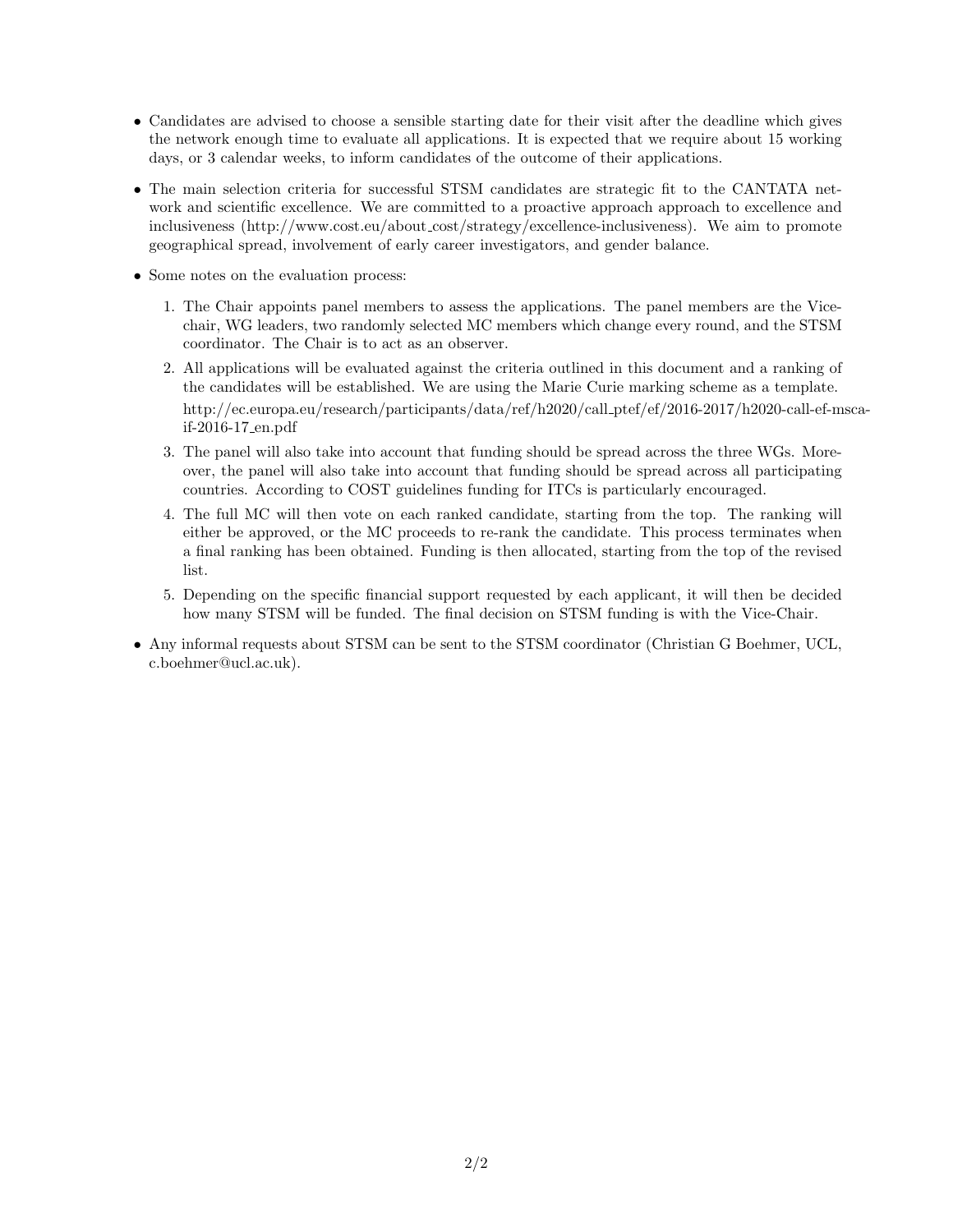- Candidates are advised to choose a sensible starting date for their visit after the deadline which gives the network enough time to evaluate all applications. It is expected that we require about 15 working days, or 3 calendar weeks, to inform candidates of the outcome of their applications.
- The main selection criteria for successful STSM candidates are strategic fit to the CANTATA network and scientific excellence. We are committed to a proactive approach approach to excellence and inclusiveness (http://www.cost.eu/about_cost/strategy/excellence-inclusiveness). We aim to promote geographical spread, involvement of early career investigators, and gender balance.
- Some notes on the evaluation process:
  1. The Chair appoints panel members to assess the applications. The panel members are the Vice-chair, WG leaders, two randomly selected MC members which change every round, and the STSM coordinator. The Chair is to act as an observer.
  2. All applications will be evaluated against the criteria outlined in this document and a ranking of the candidates will be established. We are using the Marie Curie marking scheme as a template.
     http://ec.europa.eu/research/participants/data/ref/h2020/call_ptef/ef/2016-2017/h2020-call-ef-msca-if-2016-17_en.pdf
  3. The panel will also take into account that funding should be spread across the three WGs. Moreover, the panel will also take into account that funding should be spread across all participating countries. According to COST guidelines funding for ITCs is particularly encouraged.
  4. The full MC will then vote on each ranked candidate, starting from the top. The ranking will either be approved, or the MC proceeds to re-rank the candidate. This process terminates when a final ranking has been obtained. Funding is then allocated, starting from the top of the revised list.
  5. Depending on the specific financial support requested by each applicant, it will then be decided how many STSM will be funded. The final decision on STSM funding is with the Vice-Chair.
- Any informal requests about STSM can be sent to the STSM coordinator (Christian G Boehmer, UCL, c.boehmer@ucl.ac.uk).